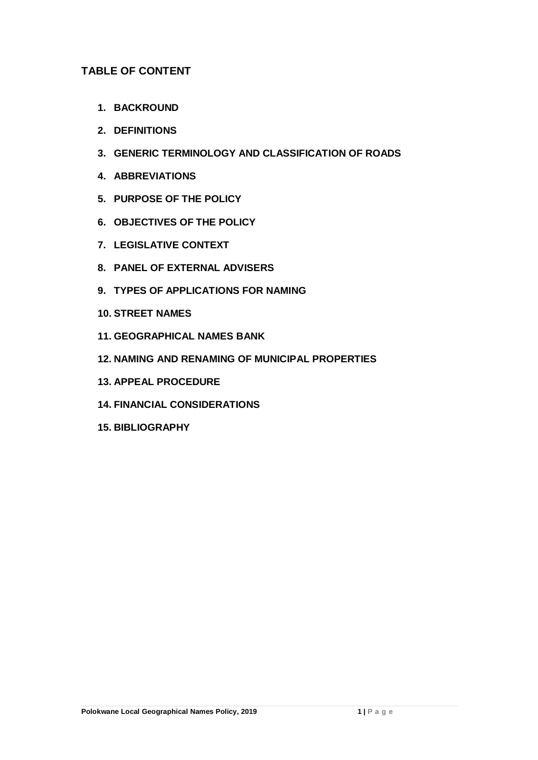## TABLE OF CONTENT

1. **BACKROUND**
2. **DEFINITIONS**
3. **GENERIC TERMINOLOGY AND CLASSIFICATION OF ROADS**
4. **ABBREVIATIONS**
5. **PURPOSE OF THE POLICY**
6. **OBJECTIVES OF THE POLICY**
7. **LEGISLATIVE CONTEXT**
8. **PANEL OF EXTERNAL ADVISERS**
9. **TYPES OF APPLICATIONS FOR NAMING**
10. **STREET NAMES**
11. **GEOGRAPHICAL NAMES BANK**
12. **NAMING AND RENAMING OF MUNICIPAL PROPERTIES**
13. **APPEAL PROCEDURE**
14. **FINANCIAL CONSIDERATIONS**
15. **BIBLIOGRAPHY**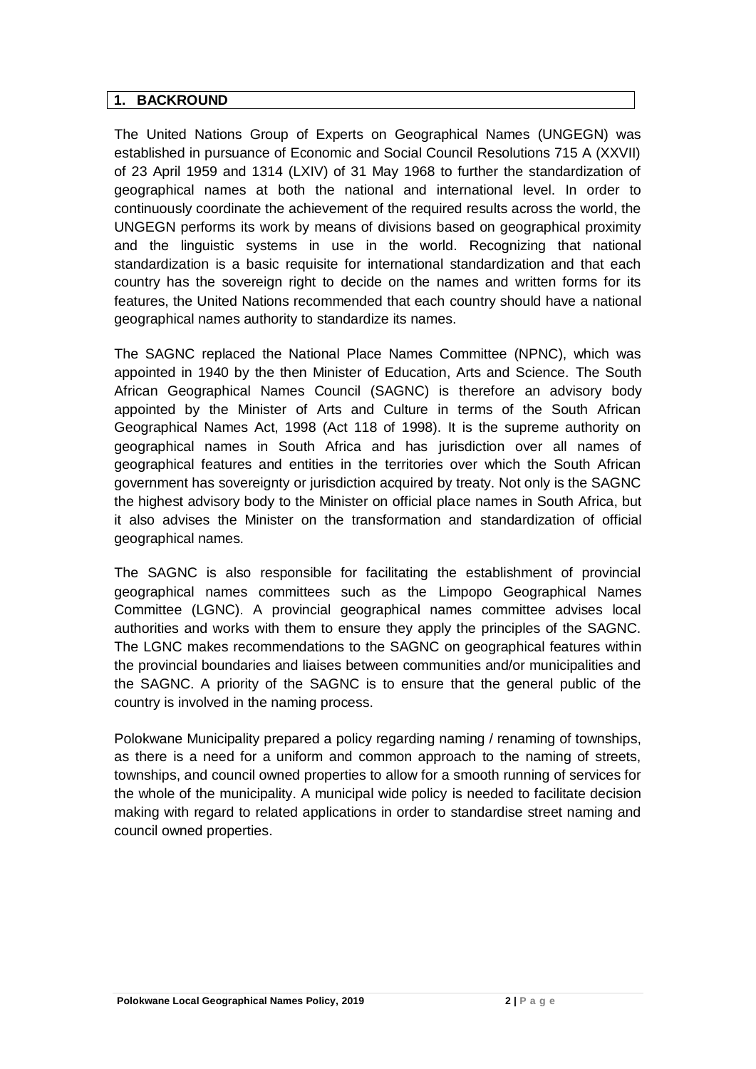## 1. BACKROUND

The United Nations Group of Experts on Geographical Names (UNGEGN) was established in pursuance of Economic and Social Council Resolutions 715 A (XXVII) of 23 April 1959 and 1314 (LXIV) of 31 May 1968 to further the standardization of geographical names at both the national and international level. In order to continuously coordinate the achievement of the required results across the world, the UNGEGN performs its work by means of divisions based on geographical proximity and the linguistic systems in use in the world. Recognizing that national standardization is a basic requisite for international standardization and that each country has the sovereign right to decide on the names and written forms for its features, the United Nations recommended that each country should have a national geographical names authority to standardize its names.

The SAGNC replaced the National Place Names Committee (NPNC), which was appointed in 1940 by the then Minister of Education, Arts and Science. The South African Geographical Names Council (SAGNC) is therefore an advisory body appointed by the Minister of Arts and Culture in terms of the South African Geographical Names Act, 1998 (Act 118 of 1998). It is the supreme authority on geographical names in South Africa and has jurisdiction over all names of geographical features and entities in the territories over which the South African government has sovereignty or jurisdiction acquired by treaty. Not only is the SAGNC the highest advisory body to the Minister on official place names in South Africa, but it also advises the Minister on the transformation and standardization of official geographical names.

The SAGNC is also responsible for facilitating the establishment of provincial geographical names committees such as the Limpopo Geographical Names Committee (LGNC). A provincial geographical names committee advises local authorities and works with them to ensure they apply the principles of the SAGNC. The LGNC makes recommendations to the SAGNC on geographical features within the provincial boundaries and liaises between communities and/or municipalities and the SAGNC. A priority of the SAGNC is to ensure that the general public of the country is involved in the naming process.

Polokwane Municipality prepared a policy regarding naming / renaming of townships, as there is a need for a uniform and common approach to the naming of streets, townships, and council owned properties to allow for a smooth running of services for the whole of the municipality. A municipal wide policy is needed to facilitate decision making with regard to related applications in order to standardise street naming and council owned properties.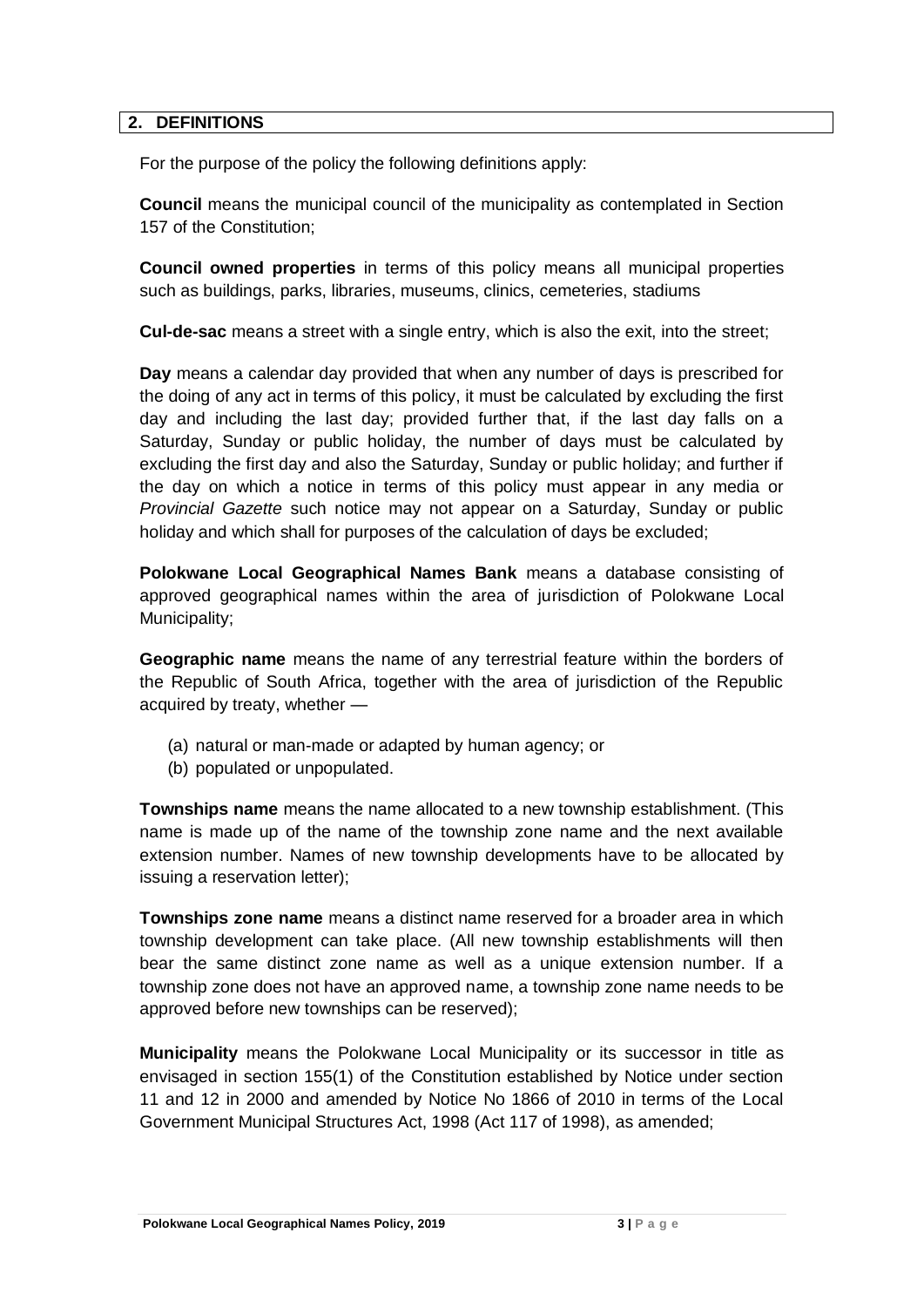## 2. DEFINITIONS

For the purpose of the policy the following definitions apply:

**Council** means the municipal council of the municipality as contemplated in Section 157 of the Constitution;

**Council owned properties** in terms of this policy means all municipal properties such as buildings, parks, libraries, museums, clinics, cemeteries, stadiums

**Cul-de-sac** means a street with a single entry, which is also the exit, into the street;

**Day** means a calendar day provided that when any number of days is prescribed for the doing of any act in terms of this policy, it must be calculated by excluding the first day and including the last day; provided further that, if the last day falls on a Saturday, Sunday or public holiday, the number of days must be calculated by excluding the first day and also the Saturday, Sunday or public holiday; and further if the day on which a notice in terms of this policy must appear in any media or *Provincial Gazette* such notice may not appear on a Saturday, Sunday or public holiday and which shall for purposes of the calculation of days be excluded;

**Polokwane Local Geographical Names Bank** means a database consisting of approved geographical names within the area of jurisdiction of Polokwane Local Municipality;

**Geographic name** means the name of any terrestrial feature within the borders of the Republic of South Africa, together with the area of jurisdiction of the Republic acquired by treaty, whether —

(a) natural or man-made or adapted by human agency; or
(b) populated or unpopulated.

**Townships name** means the name allocated to a new township establishment. (This name is made up of the name of the township zone name and the next available extension number. Names of new township developments have to be allocated by issuing a reservation letter);

**Townships zone name** means a distinct name reserved for a broader area in which township development can take place. (All new township establishments will then bear the same distinct zone name as well as a unique extension number. If a township zone does not have an approved name, a township zone name needs to be approved before new townships can be reserved);

**Municipality** means the Polokwane Local Municipality or its successor in title as envisaged in section 155(1) of the Constitution established by Notice under section 11 and 12 in 2000 and amended by Notice No 1866 of 2010 in terms of the Local Government Municipal Structures Act, 1998 (Act 117 of 1998), as amended;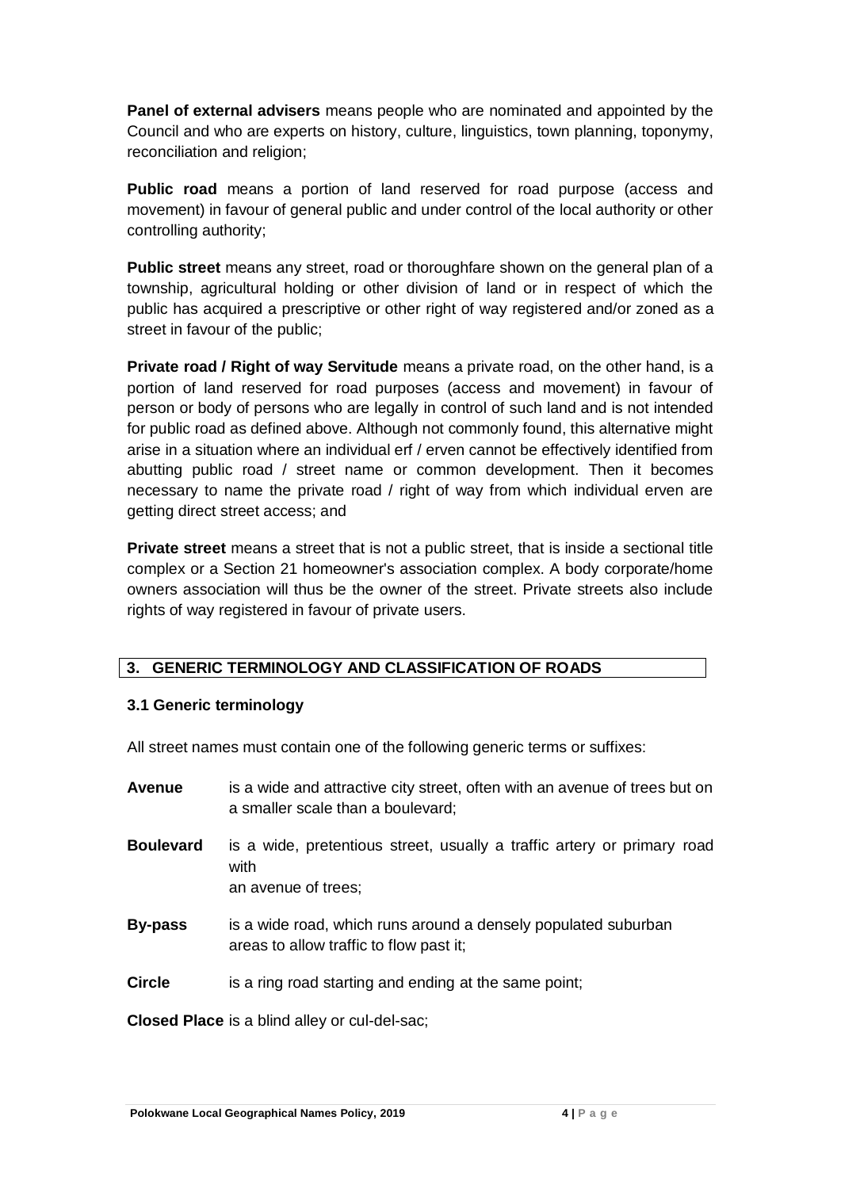**Panel of external advisers** means people who are nominated and appointed by the Council and who are experts on history, culture, linguistics, town planning, toponymy, reconciliation and religion;

**Public road** means a portion of land reserved for road purpose (access and movement) in favour of general public and under control of the local authority or other controlling authority;

**Public street** means any street, road or thoroughfare shown on the general plan of a township, agricultural holding or other division of land or in respect of which the public has acquired a prescriptive or other right of way registered and/or zoned as a street in favour of the public;

**Private road / Right of way Servitude** means a private road, on the other hand, is a portion of land reserved for road purposes (access and movement) in favour of person or body of persons who are legally in control of such land and is not intended for public road as defined above. Although not commonly found, this alternative might arise in a situation where an individual erf / erven cannot be effectively identified from abutting public road / street name or common development. Then it becomes necessary to name the private road / right of way from which individual erven are getting direct street access; and

**Private street** means a street that is not a public street, that is inside a sectional title complex or a Section 21 homeowner's association complex. A body corporate/home owners association will thus be the owner of the street. Private streets also include rights of way registered in favour of private users.

## 3. GENERIC TERMINOLOGY AND CLASSIFICATION OF ROADS

### 3.1 Generic terminology

All street names must contain one of the following generic terms or suffixes:

**Avenue** is a wide and attractive city street, often with an avenue of trees but on a smaller scale than a boulevard;

**Boulevard** is a wide, pretentious street, usually a traffic artery or primary road with an avenue of trees;

**By-pass** is a wide road, which runs around a densely populated suburban areas to allow traffic to flow past it;

**Circle** is a ring road starting and ending at the same point;

**Closed Place** is a blind alley or cul-del-sac;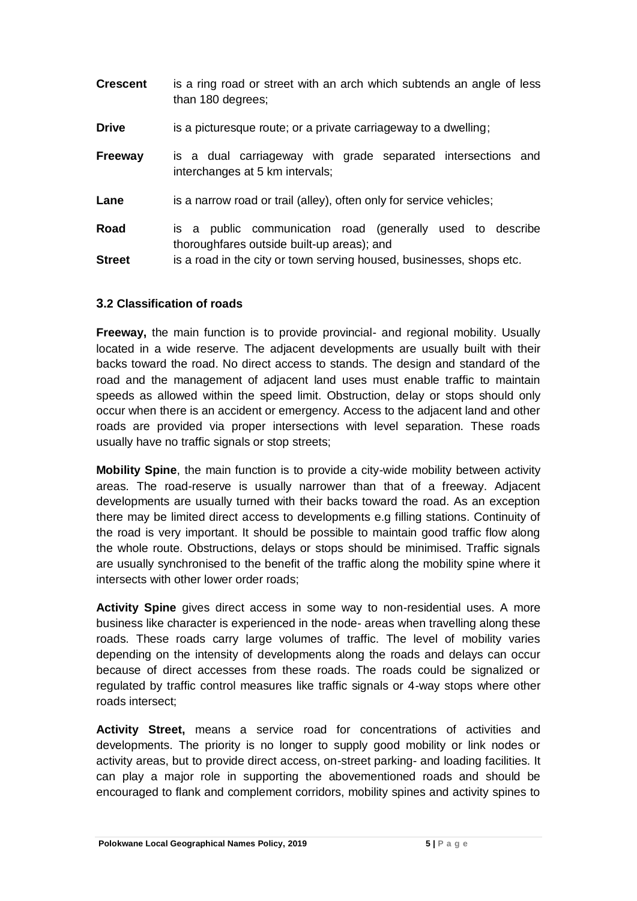**Crescent** is a ring road or street with an arch which subtends an angle of less than 180 degrees;

**Drive** is a picturesque route; or a private carriageway to a dwelling;

**Freeway** is a dual carriageway with grade separated intersections and interchanges at 5 km intervals;

**Lane** is a narrow road or trail (alley), often only for service vehicles;

**Road** is a public communication road (generally used to describe thoroughfares outside built-up areas); and

**Street** is a road in the city or town serving housed, businesses, shops etc.

### 3.2 Classification of roads

**Freeway,** the main function is to provide provincial- and regional mobility. Usually located in a wide reserve. The adjacent developments are usually built with their backs toward the road. No direct access to stands. The design and standard of the road and the management of adjacent land uses must enable traffic to maintain speeds as allowed within the speed limit. Obstruction, delay or stops should only occur when there is an accident or emergency. Access to the adjacent land and other roads are provided via proper intersections with level separation. These roads usually have no traffic signals or stop streets;

**Mobility Spine**, the main function is to provide a city-wide mobility between activity areas. The road-reserve is usually narrower than that of a freeway. Adjacent developments are usually turned with their backs toward the road. As an exception there may be limited direct access to developments e.g filling stations. Continuity of the road is very important. It should be possible to maintain good traffic flow along the whole route. Obstructions, delays or stops should be minimised. Traffic signals are usually synchronised to the benefit of the traffic along the mobility spine where it intersects with other lower order roads;

**Activity Spine** gives direct access in some way to non-residential uses. A more business like character is experienced in the node- areas when travelling along these roads. These roads carry large volumes of traffic. The level of mobility varies depending on the intensity of developments along the roads and delays can occur because of direct accesses from these roads. The roads could be signalized or regulated by traffic control measures like traffic signals or 4-way stops where other roads intersect;

**Activity Street,** means a service road for concentrations of activities and developments. The priority is no longer to supply good mobility or link nodes or activity areas, but to provide direct access, on-street parking- and loading facilities. It can play a major role in supporting the abovementioned roads and should be encouraged to flank and complement corridors, mobility spines and activity spines to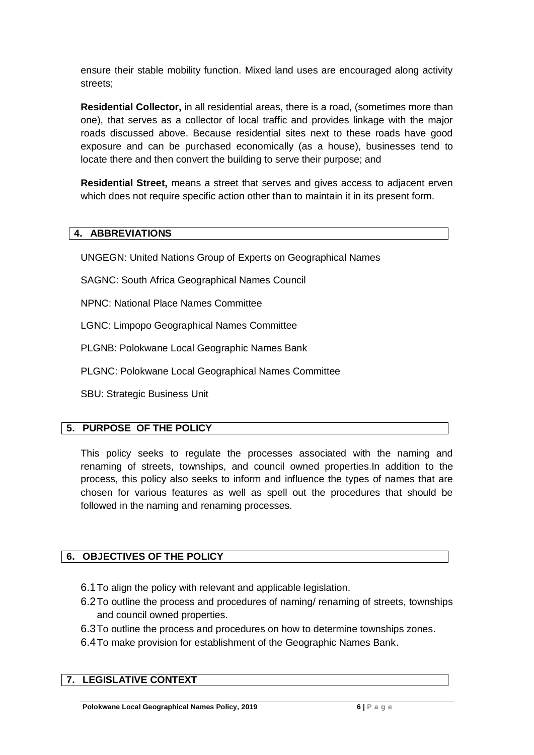ensure their stable mobility function. Mixed land uses are encouraged along activity streets;

**Residential Collector,** in all residential areas, there is a road, (sometimes more than one), that serves as a collector of local traffic and provides linkage with the major roads discussed above. Because residential sites next to these roads have good exposure and can be purchased economically (as a house), businesses tend to locate there and then convert the building to serve their purpose; and

**Residential Street,** means a street that serves and gives access to adjacent erven which does not require specific action other than to maintain it in its present form.

## 4. ABBREVIATIONS

UNGEGN: United Nations Group of Experts on Geographical Names

SAGNC: South Africa Geographical Names Council

NPNC: National Place Names Committee

LGNC: Limpopo Geographical Names Committee

PLGNB: Polokwane Local Geographic Names Bank

PLGNC: Polokwane Local Geographical Names Committee

SBU: Strategic Business Unit

## 5. PURPOSE OF THE POLICY

This policy seeks to regulate the processes associated with the naming and renaming of streets, townships, and council owned properties.In addition to the process, this policy also seeks to inform and influence the types of names that are chosen for various features as well as spell out the procedures that should be followed in the naming and renaming processes.

## 6. OBJECTIVES OF THE POLICY

6.1 To align the policy with relevant and applicable legislation.

6.2 To outline the process and procedures of naming/ renaming of streets, townships and council owned properties.

6.3 To outline the process and procedures on how to determine townships zones.

6.4 To make provision for establishment of the Geographic Names Bank.

## 7. LEGISLATIVE CONTEXT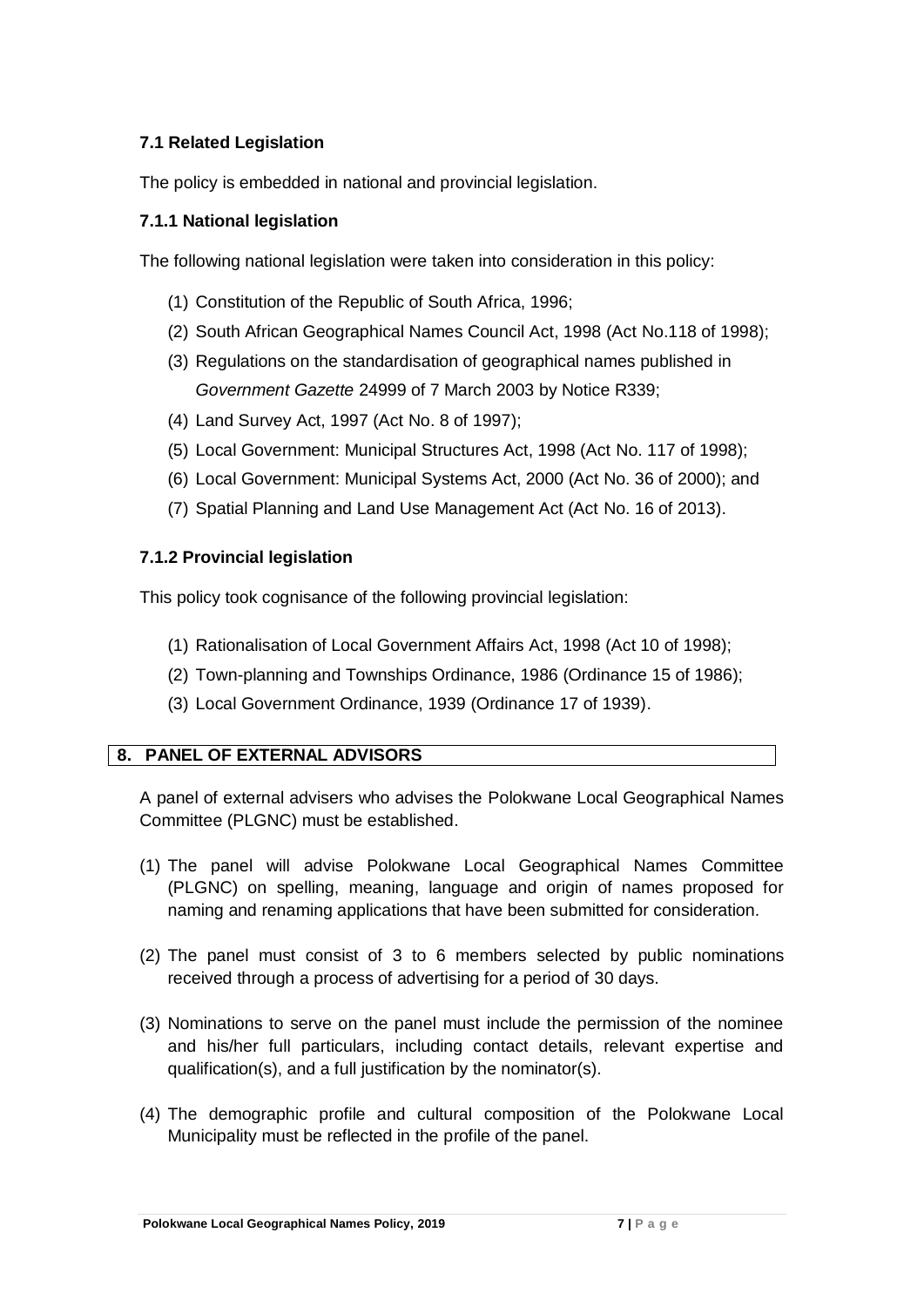### 7.1 Related Legislation

The policy is embedded in national and provincial legislation.

#### 7.1.1 National legislation

The following national legislation were taken into consideration in this policy:

(1) Constitution of the Republic of South Africa, 1996;

(2) South African Geographical Names Council Act, 1998 (Act No.118 of 1998);

(3) Regulations on the standardisation of geographical names published in *Government Gazette* 24999 of 7 March 2003 by Notice R339;

(4) Land Survey Act, 1997 (Act No. 8 of 1997);

(5) Local Government: Municipal Structures Act, 1998 (Act No. 117 of 1998);

(6) Local Government: Municipal Systems Act, 2000 (Act No. 36 of 2000); and

(7) Spatial Planning and Land Use Management Act (Act No. 16 of 2013).

#### 7.1.2 Provincial legislation

This policy took cognisance of the following provincial legislation:

(1) Rationalisation of Local Government Affairs Act, 1998 (Act 10 of 1998);

(2) Town-planning and Townships Ordinance, 1986 (Ordinance 15 of 1986);

(3) Local Government Ordinance, 1939 (Ordinance 17 of 1939).

## 8. PANEL OF EXTERNAL ADVISORS

A panel of external advisers who advises the Polokwane Local Geographical Names Committee (PLGNC) must be established.

(1) The panel will advise Polokwane Local Geographical Names Committee (PLGNC) on spelling, meaning, language and origin of names proposed for naming and renaming applications that have been submitted for consideration.

(2) The panel must consist of 3 to 6 members selected by public nominations received through a process of advertising for a period of 30 days.

(3) Nominations to serve on the panel must include the permission of the nominee and his/her full particulars, including contact details, relevant expertise and qualification(s), and a full justification by the nominator(s).

(4) The demographic profile and cultural composition of the Polokwane Local Municipality must be reflected in the profile of the panel.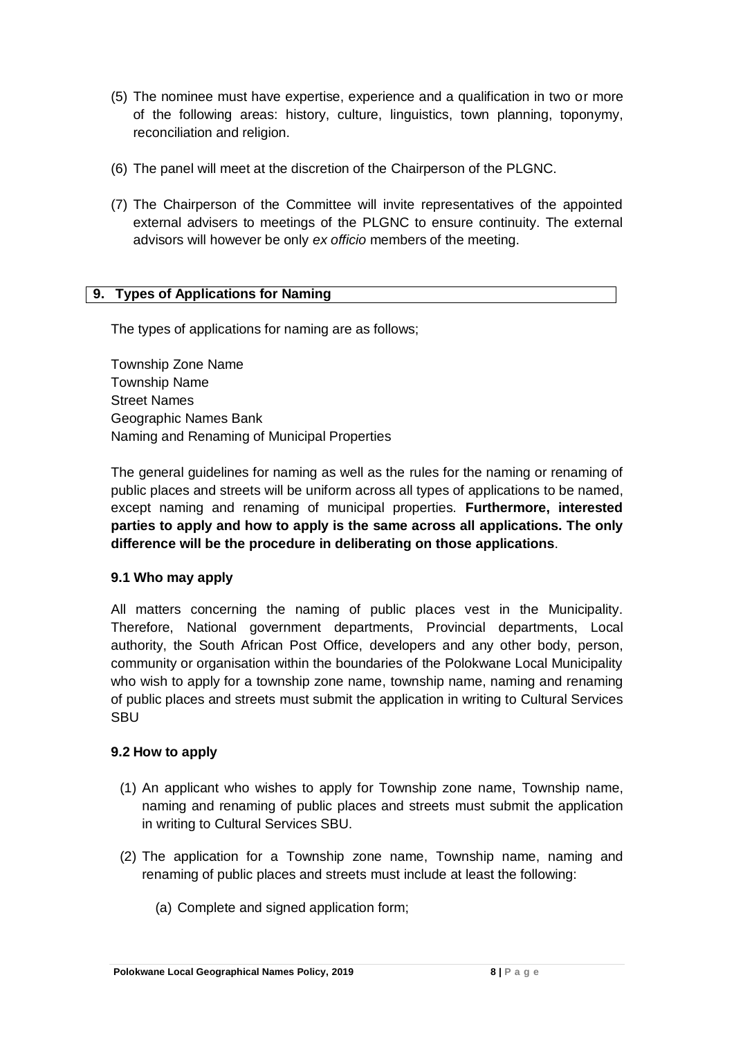(5) The nominee must have expertise, experience and a qualification in two or more of the following areas: history, culture, linguistics, town planning, toponymy, reconciliation and religion.

(6) The panel will meet at the discretion of the Chairperson of the PLGNC.

(7) The Chairperson of the Committee will invite representatives of the appointed external advisers to meetings of the PLGNC to ensure continuity. The external advisors will however be only *ex officio* members of the meeting.

## 9. Types of Applications for Naming

The types of applications for naming are as follows;

Township Zone Name
Township Name
Street Names
Geographic Names Bank
Naming and Renaming of Municipal Properties

The general guidelines for naming as well as the rules for the naming or renaming of public places and streets will be uniform across all types of applications to be named, except naming and renaming of municipal properties. **Furthermore, interested parties to apply and how to apply is the same across all applications. The only difference will be the procedure in deliberating on those applications**.

### 9.1 Who may apply

All matters concerning the naming of public places vest in the Municipality. Therefore, National government departments, Provincial departments, Local authority, the South African Post Office, developers and any other body, person, community or organisation within the boundaries of the Polokwane Local Municipality who wish to apply for a township zone name, township name, naming and renaming of public places and streets must submit the application in writing to Cultural Services SBU

### 9.2 How to apply

(1) An applicant who wishes to apply for Township zone name, Township name, naming and renaming of public places and streets must submit the application in writing to Cultural Services SBU.

(2) The application for a Township zone name, Township name, naming and renaming of public places and streets must include at least the following:

(a) Complete and signed application form;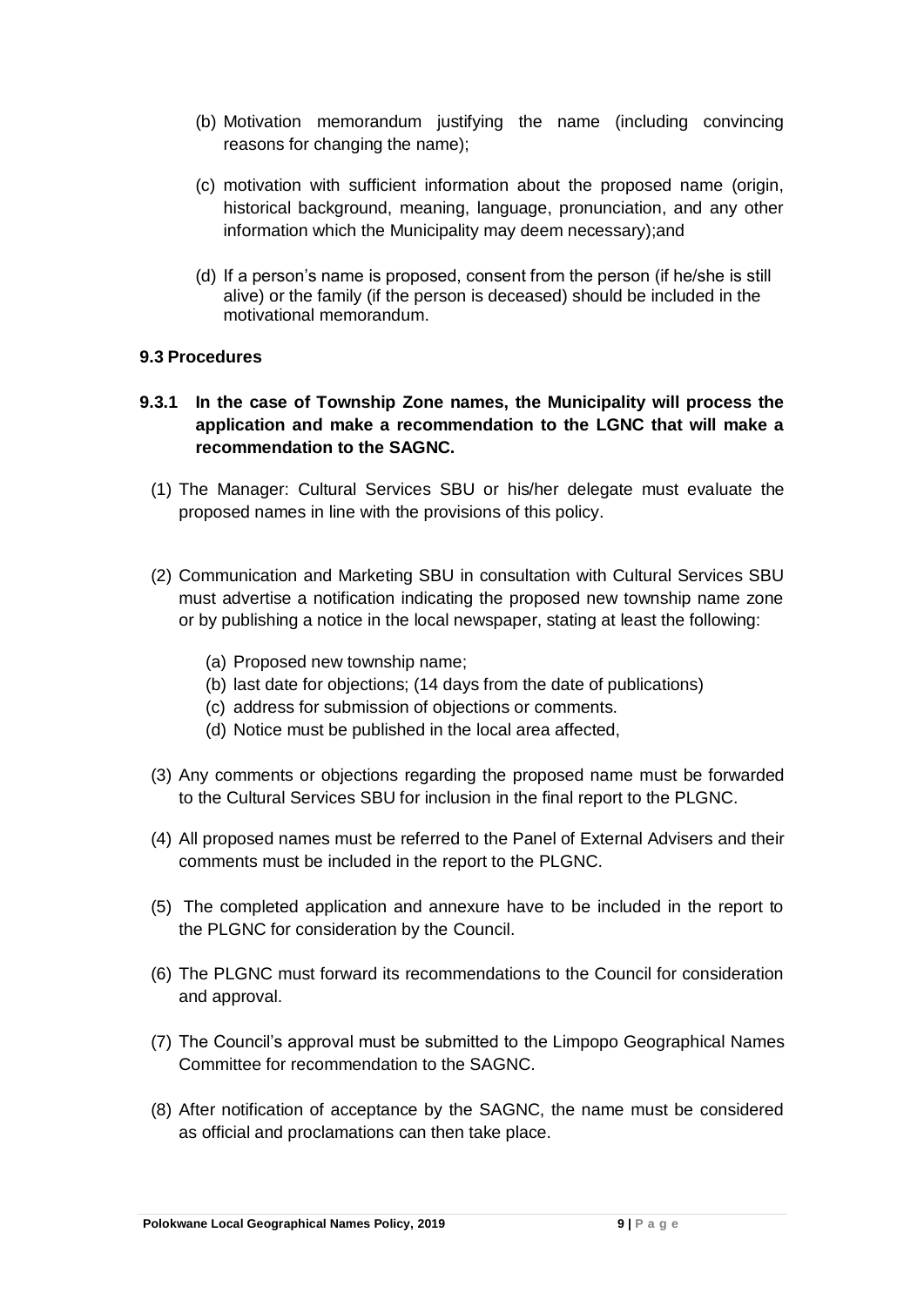(b) Motivation memorandum justifying the name (including convincing reasons for changing the name);

(c) motivation with sufficient information about the proposed name (origin, historical background, meaning, language, pronunciation, and any other information which the Municipality may deem necessary);and

(d) If a person's name is proposed, consent from the person (if he/she is still alive) or the family (if the person is deceased) should be included in the motivational memorandum.

### 9.3 Procedures

**9.3.1 In the case of Township Zone names, the Municipality will process the application and make a recommendation to the LGNC that will make a recommendation to the SAGNC.**

(1) The Manager: Cultural Services SBU or his/her delegate must evaluate the proposed names in line with the provisions of this policy.

(2) Communication and Marketing SBU in consultation with Cultural Services SBU must advertise a notification indicating the proposed new township name zone or by publishing a notice in the local newspaper, stating at least the following:

   (a) Proposed new township name;
   (b) last date for objections; (14 days from the date of publications)
   (c) address for submission of objections or comments.
   (d) Notice must be published in the local area affected,

(3) Any comments or objections regarding the proposed name must be forwarded to the Cultural Services SBU for inclusion in the final report to the PLGNC.

(4) All proposed names must be referred to the Panel of External Advisers and their comments must be included in the report to the PLGNC.

(5) The completed application and annexure have to be included in the report to the PLGNC for consideration by the Council.

(6) The PLGNC must forward its recommendations to the Council for consideration and approval.

(7) The Council's approval must be submitted to the Limpopo Geographical Names Committee for recommendation to the SAGNC.

(8) After notification of acceptance by the SAGNC, the name must be considered as official and proclamations can then take place.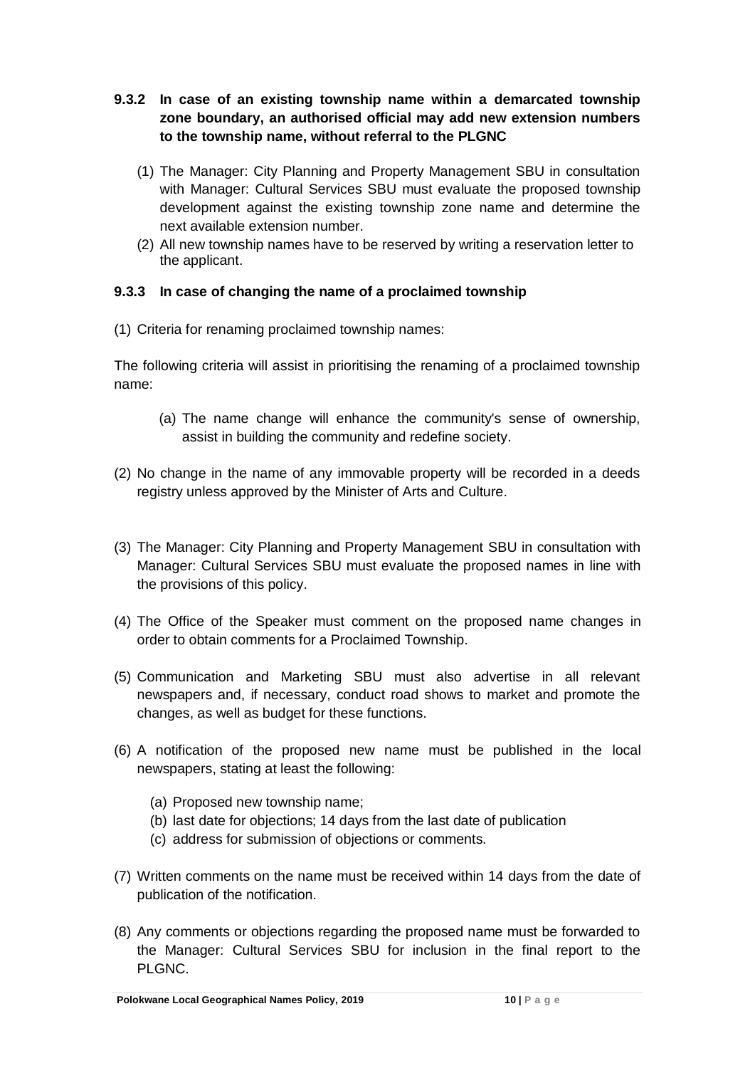### 9.3.2 In case of an existing township name within a demarcated township zone boundary, an authorised official may add new extension numbers to the township name, without referral to the PLGNC

(1) The Manager: City Planning and Property Management SBU in consultation with Manager: Cultural Services SBU must evaluate the proposed township development against the existing township zone name and determine the next available extension number.

(2) All new township names have to be reserved by writing a reservation letter to the applicant.

### 9.3.3 In case of changing the name of a proclaimed township

(1) Criteria for renaming proclaimed township names:

The following criteria will assist in prioritising the renaming of a proclaimed township name:

(a) The name change will enhance the community's sense of ownership, assist in building the community and redefine society.

(2) No change in the name of any immovable property will be recorded in a deeds registry unless approved by the Minister of Arts and Culture.

(3) The Manager: City Planning and Property Management SBU in consultation with Manager: Cultural Services SBU must evaluate the proposed names in line with the provisions of this policy.

(4) The Office of the Speaker must comment on the proposed name changes in order to obtain comments for a Proclaimed Township.

(5) Communication and Marketing SBU must also advertise in all relevant newspapers and, if necessary, conduct road shows to market and promote the changes, as well as budget for these functions.

(6) A notification of the proposed new name must be published in the local newspapers, stating at least the following:

(a) Proposed new township name;
(b) last date for objections; 14 days from the last date of publication
(c) address for submission of objections or comments.

(7) Written comments on the name must be received within 14 days from the date of publication of the notification.

(8) Any comments or objections regarding the proposed name must be forwarded to the Manager: Cultural Services SBU for inclusion in the final report to the PLGNC.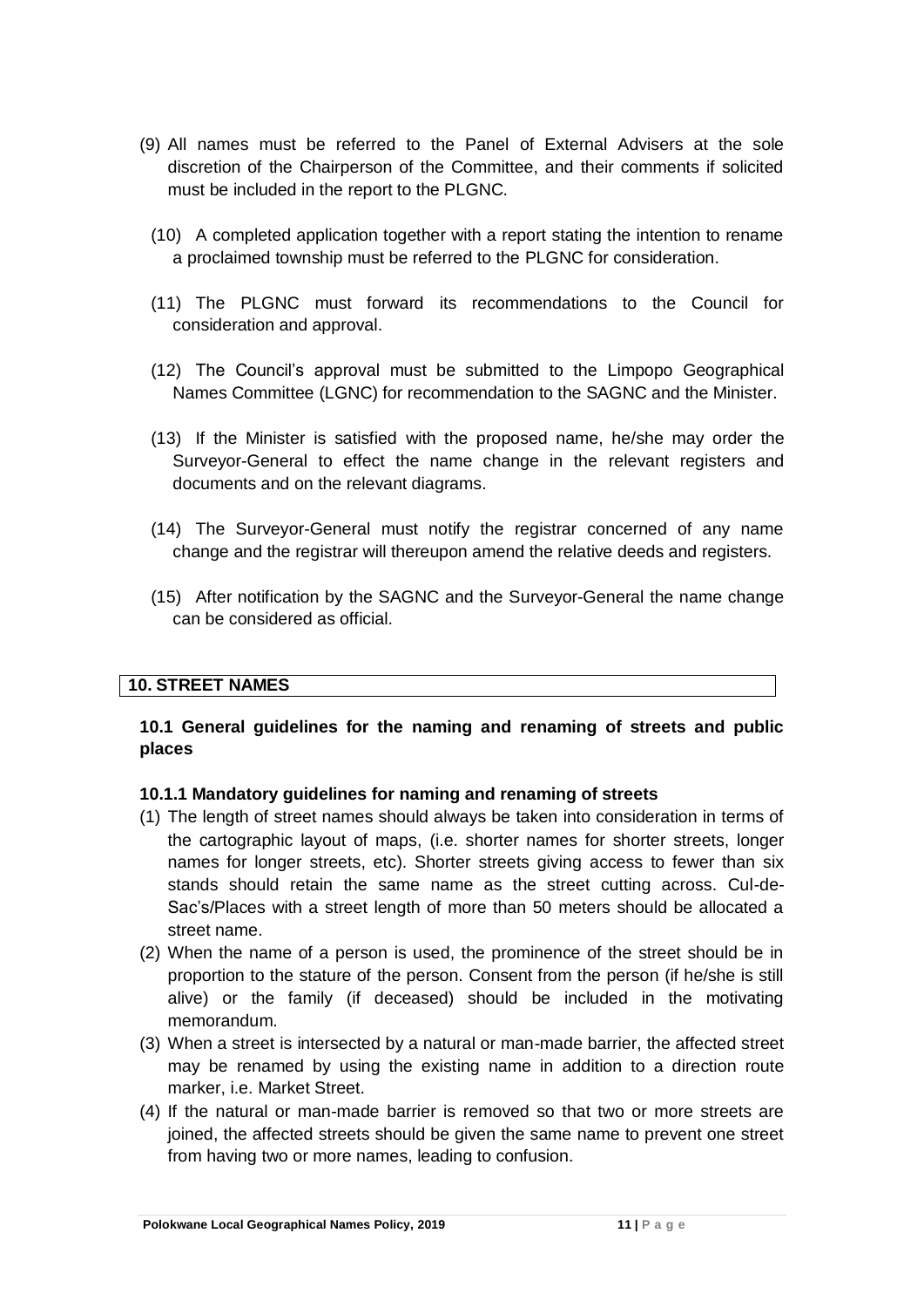(9) All names must be referred to the Panel of External Advisers at the sole discretion of the Chairperson of the Committee, and their comments if solicited must be included in the report to the PLGNC.

(10) A completed application together with a report stating the intention to rename a proclaimed township must be referred to the PLGNC for consideration.

(11) The PLGNC must forward its recommendations to the Council for consideration and approval.

(12) The Council's approval must be submitted to the Limpopo Geographical Names Committee (LGNC) for recommendation to the SAGNC and the Minister.

(13) If the Minister is satisfied with the proposed name, he/she may order the Surveyor-General to effect the name change in the relevant registers and documents and on the relevant diagrams.

(14) The Surveyor-General must notify the registrar concerned of any name change and the registrar will thereupon amend the relative deeds and registers.

(15) After notification by the SAGNC and the Surveyor-General the name change can be considered as official.

## 10. STREET NAMES

### 10.1 General guidelines for the naming and renaming of streets and public places

#### 10.1.1 Mandatory guidelines for naming and renaming of streets

(1) The length of street names should always be taken into consideration in terms of the cartographic layout of maps, (i.e. shorter names for shorter streets, longer names for longer streets, etc). Shorter streets giving access to fewer than six stands should retain the same name as the street cutting across. Cul-de-Sac's/Places with a street length of more than 50 meters should be allocated a street name.

(2) When the name of a person is used, the prominence of the street should be in proportion to the stature of the person. Consent from the person (if he/she is still alive) or the family (if deceased) should be included in the motivating memorandum.

(3) When a street is intersected by a natural or man-made barrier, the affected street may be renamed by using the existing name in addition to a direction route marker, i.e. Market Street.

(4) If the natural or man-made barrier is removed so that two or more streets are joined, the affected streets should be given the same name to prevent one street from having two or more names, leading to confusion.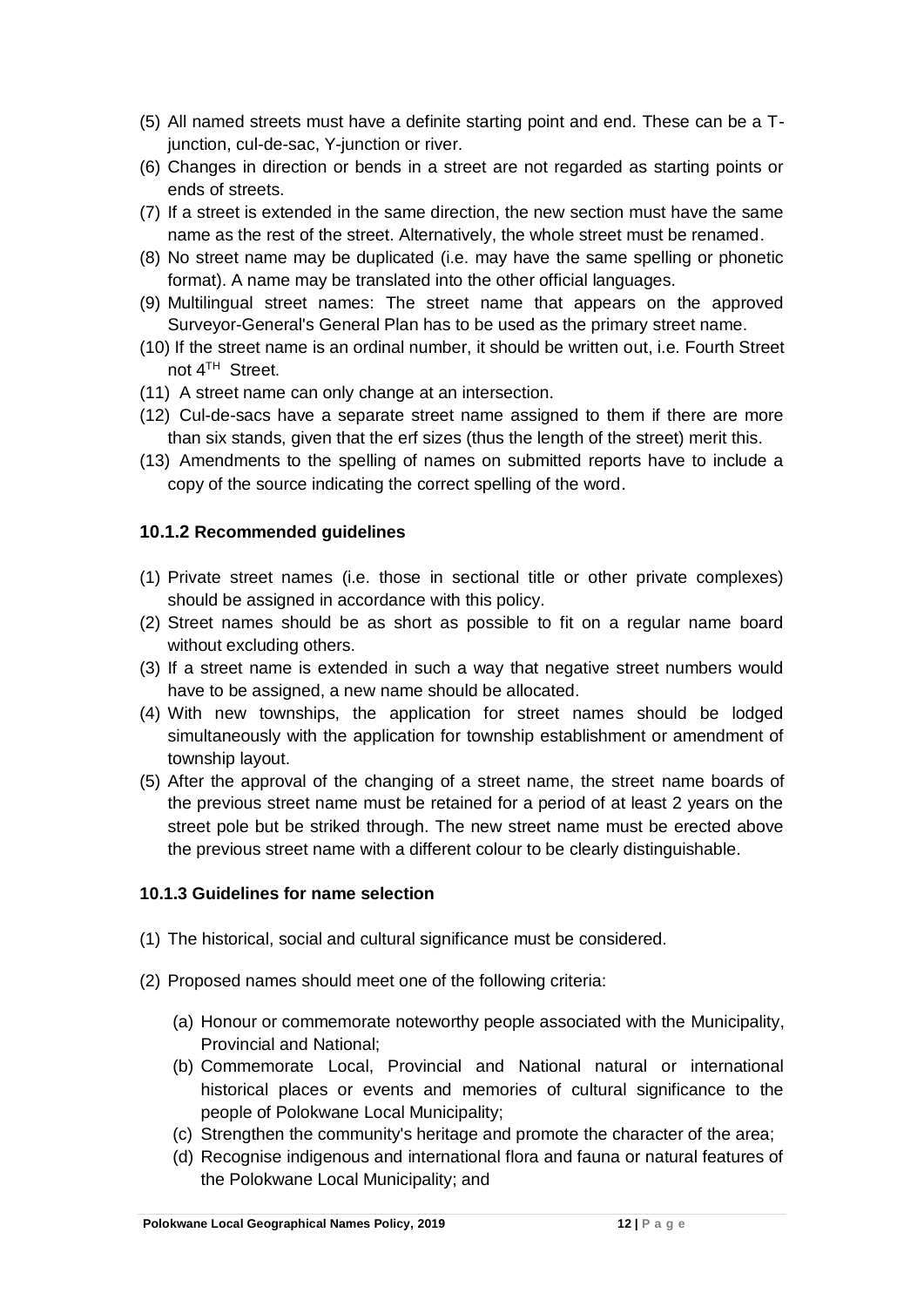(5) All named streets must have a definite starting point and end. These can be a T-junction, cul-de-sac, Y-junction or river.

(6) Changes in direction or bends in a street are not regarded as starting points or ends of streets.

(7) If a street is extended in the same direction, the new section must have the same name as the rest of the street. Alternatively, the whole street must be renamed.

(8) No street name may be duplicated (i.e. may have the same spelling or phonetic format). A name may be translated into the other official languages.

(9) Multilingual street names: The street name that appears on the approved Surveyor-General's General Plan has to be used as the primary street name.

(10) If the street name is an ordinal number, it should be written out, i.e. Fourth Street not 4TH Street.

(11) A street name can only change at an intersection.

(12) Cul-de-sacs have a separate street name assigned to them if there are more than six stands, given that the erf sizes (thus the length of the street) merit this.

(13) Amendments to the spelling of names on submitted reports have to include a copy of the source indicating the correct spelling of the word.

### 10.1.2 Recommended guidelines

(1) Private street names (i.e. those in sectional title or other private complexes) should be assigned in accordance with this policy.

(2) Street names should be as short as possible to fit on a regular name board without excluding others.

(3) If a street name is extended in such a way that negative street numbers would have to be assigned, a new name should be allocated.

(4) With new townships, the application for street names should be lodged simultaneously with the application for township establishment or amendment of township layout.

(5) After the approval of the changing of a street name, the street name boards of the previous street name must be retained for a period of at least 2 years on the street pole but be striked through. The new street name must be erected above the previous street name with a different colour to be clearly distinguishable.

### 10.1.3 Guidelines for name selection

(1) The historical, social and cultural significance must be considered.

(2) Proposed names should meet one of the following criteria:

   (a) Honour or commemorate noteworthy people associated with the Municipality, Provincial and National;

   (b) Commemorate Local, Provincial and National natural or international historical places or events and memories of cultural significance to the people of Polokwane Local Municipality;

   (c) Strengthen the community's heritage and promote the character of the area;

   (d) Recognise indigenous and international flora and fauna or natural features of the Polokwane Local Municipality; and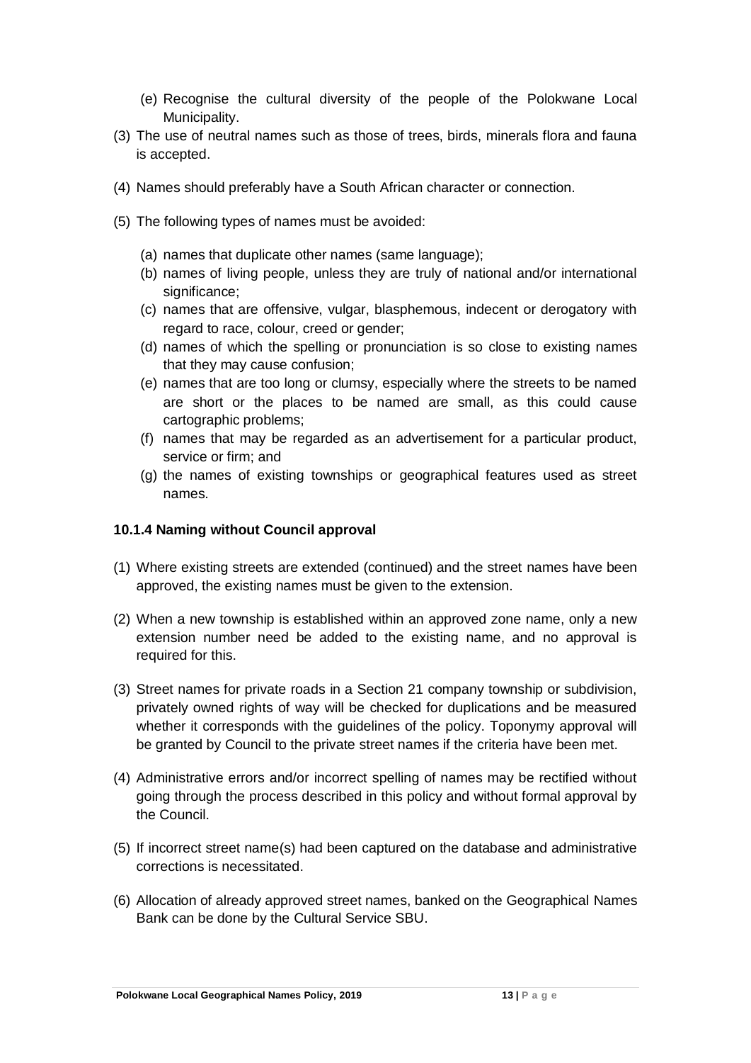(e) Recognise the cultural diversity of the people of the Polokwane Local Municipality.

(3) The use of neutral names such as those of trees, birds, minerals flora and fauna is accepted.

(4) Names should preferably have a South African character or connection.

(5) The following types of names must be avoided:

(a) names that duplicate other names (same language);
(b) names of living people, unless they are truly of national and/or international significance;
(c) names that are offensive, vulgar, blasphemous, indecent or derogatory with regard to race, colour, creed or gender;
(d) names of which the spelling or pronunciation is so close to existing names that they may cause confusion;
(e) names that are too long or clumsy, especially where the streets to be named are short or the places to be named are small, as this could cause cartographic problems;
(f) names that may be regarded as an advertisement for a particular product, service or firm; and
(g) the names of existing townships or geographical features used as street names.

#### 10.1.4 Naming without Council approval

(1) Where existing streets are extended (continued) and the street names have been approved, the existing names must be given to the extension.

(2) When a new township is established within an approved zone name, only a new extension number need be added to the existing name, and no approval is required for this.

(3) Street names for private roads in a Section 21 company township or subdivision, privately owned rights of way will be checked for duplications and be measured whether it corresponds with the guidelines of the policy. Toponymy approval will be granted by Council to the private street names if the criteria have been met.

(4) Administrative errors and/or incorrect spelling of names may be rectified without going through the process described in this policy and without formal approval by the Council.

(5) If incorrect street name(s) had been captured on the database and administrative corrections is necessitated.

(6) Allocation of already approved street names, banked on the Geographical Names Bank can be done by the Cultural Service SBU.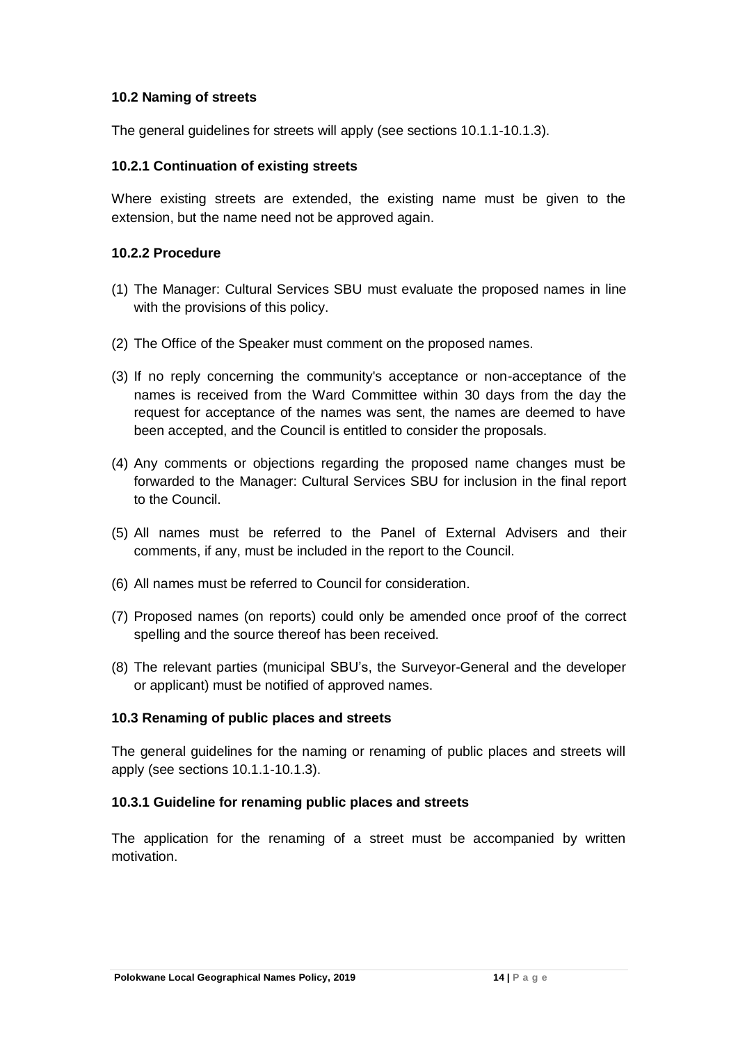### 10.2 Naming of streets

The general guidelines for streets will apply (see sections 10.1.1-10.1.3).

#### 10.2.1 Continuation of existing streets

Where existing streets are extended, the existing name must be given to the extension, but the name need not be approved again.

#### 10.2.2 Procedure

(1) The Manager: Cultural Services SBU must evaluate the proposed names in line with the provisions of this policy.

(2) The Office of the Speaker must comment on the proposed names.

(3) If no reply concerning the community's acceptance or non-acceptance of the names is received from the Ward Committee within 30 days from the day the request for acceptance of the names was sent, the names are deemed to have been accepted, and the Council is entitled to consider the proposals.

(4) Any comments or objections regarding the proposed name changes must be forwarded to the Manager: Cultural Services SBU for inclusion in the final report to the Council.

(5) All names must be referred to the Panel of External Advisers and their comments, if any, must be included in the report to the Council.

(6) All names must be referred to Council for consideration.

(7) Proposed names (on reports) could only be amended once proof of the correct spelling and the source thereof has been received.

(8) The relevant parties (municipal SBU's, the Surveyor-General and the developer or applicant) must be notified of approved names.

### 10.3 Renaming of public places and streets

The general guidelines for the naming or renaming of public places and streets will apply (see sections 10.1.1-10.1.3).

#### 10.3.1 Guideline for renaming public places and streets

The application for the renaming of a street must be accompanied by written motivation.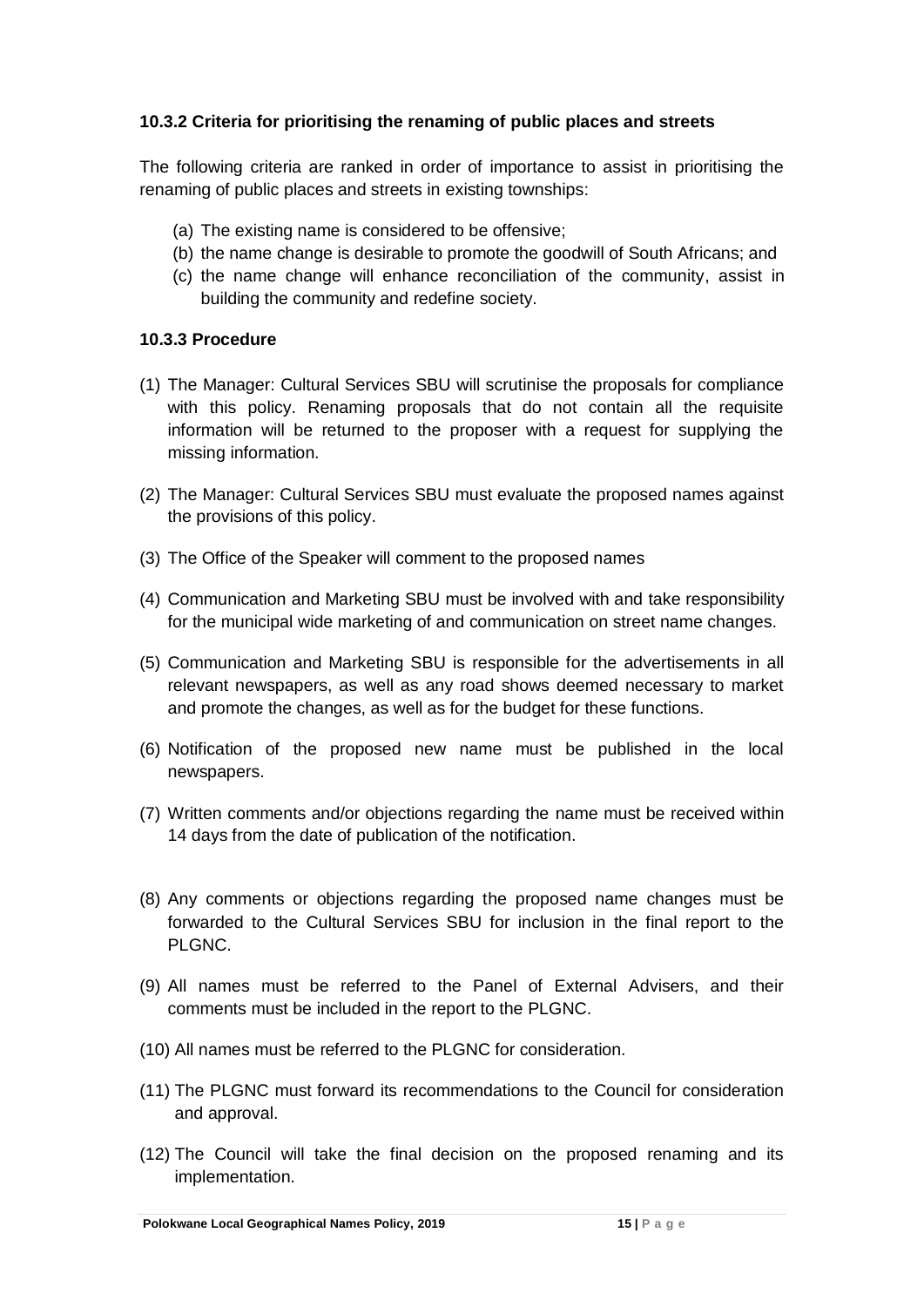### 10.3.2 Criteria for prioritising the renaming of public places and streets

The following criteria are ranked in order of importance to assist in prioritising the renaming of public places and streets in existing townships:

(a) The existing name is considered to be offensive;
(b) the name change is desirable to promote the goodwill of South Africans; and
(c) the name change will enhance reconciliation of the community, assist in building the community and redefine society.

### 10.3.3 Procedure

(1) The Manager: Cultural Services SBU will scrutinise the proposals for compliance with this policy. Renaming proposals that do not contain all the requisite information will be returned to the proposer with a request for supplying the missing information.

(2) The Manager: Cultural Services SBU must evaluate the proposed names against the provisions of this policy.

(3) The Office of the Speaker will comment to the proposed names

(4) Communication and Marketing SBU must be involved with and take responsibility for the municipal wide marketing of and communication on street name changes.

(5) Communication and Marketing SBU is responsible for the advertisements in all relevant newspapers, as well as any road shows deemed necessary to market and promote the changes, as well as for the budget for these functions.

(6) Notification of the proposed new name must be published in the local newspapers.

(7) Written comments and/or objections regarding the name must be received within 14 days from the date of publication of the notification.

(8) Any comments or objections regarding the proposed name changes must be forwarded to the Cultural Services SBU for inclusion in the final report to the PLGNC.

(9) All names must be referred to the Panel of External Advisers, and their comments must be included in the report to the PLGNC.

(10) All names must be referred to the PLGNC for consideration.

(11) The PLGNC must forward its recommendations to the Council for consideration and approval.

(12) The Council will take the final decision on the proposed renaming and its implementation.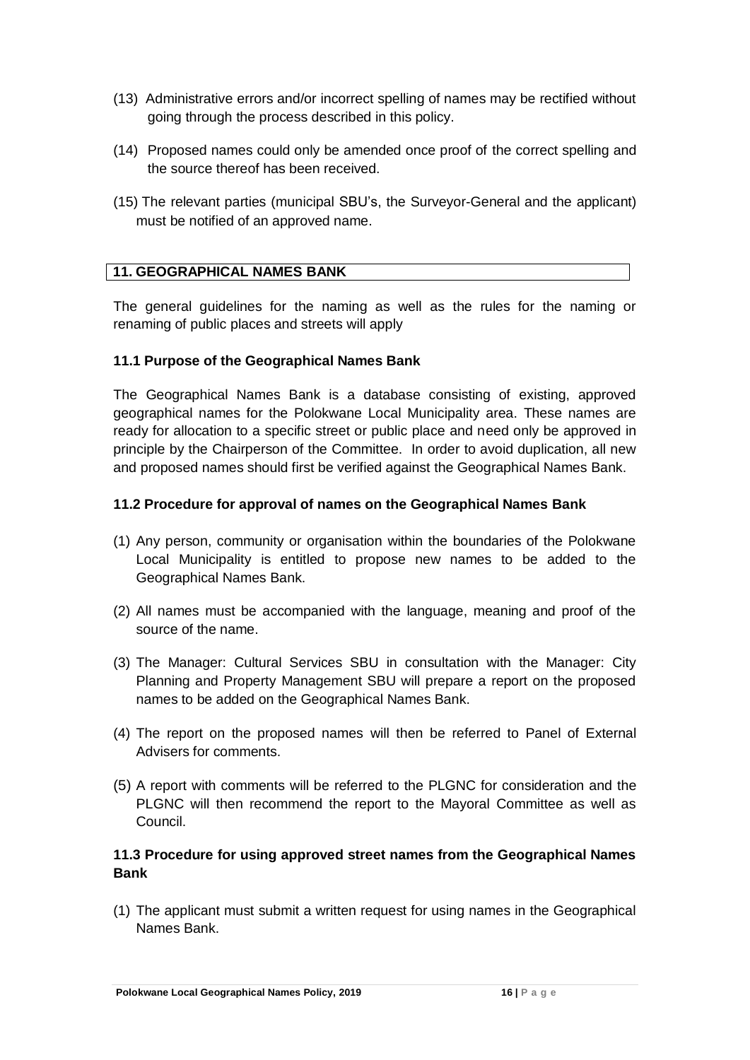(13) Administrative errors and/or incorrect spelling of names may be rectified without going through the process described in this policy.

(14) Proposed names could only be amended once proof of the correct spelling and the source thereof has been received.

(15) The relevant parties (municipal SBU's, the Surveyor-General and the applicant) must be notified of an approved name.

## 11. GEOGRAPHICAL NAMES BANK

The general guidelines for the naming as well as the rules for the naming or renaming of public places and streets will apply

### 11.1 Purpose of the Geographical Names Bank

The Geographical Names Bank is a database consisting of existing, approved geographical names for the Polokwane Local Municipality area. These names are ready for allocation to a specific street or public place and need only be approved in principle by the Chairperson of the Committee. In order to avoid duplication, all new and proposed names should first be verified against the Geographical Names Bank.

### 11.2 Procedure for approval of names on the Geographical Names Bank

(1) Any person, community or organisation within the boundaries of the Polokwane Local Municipality is entitled to propose new names to be added to the Geographical Names Bank.

(2) All names must be accompanied with the language, meaning and proof of the source of the name.

(3) The Manager: Cultural Services SBU in consultation with the Manager: City Planning and Property Management SBU will prepare a report on the proposed names to be added on the Geographical Names Bank.

(4) The report on the proposed names will then be referred to Panel of External Advisers for comments.

(5) A report with comments will be referred to the PLGNC for consideration and the PLGNC will then recommend the report to the Mayoral Committee as well as Council.

### 11.3 Procedure for using approved street names from the Geographical Names Bank

(1) The applicant must submit a written request for using names in the Geographical Names Bank.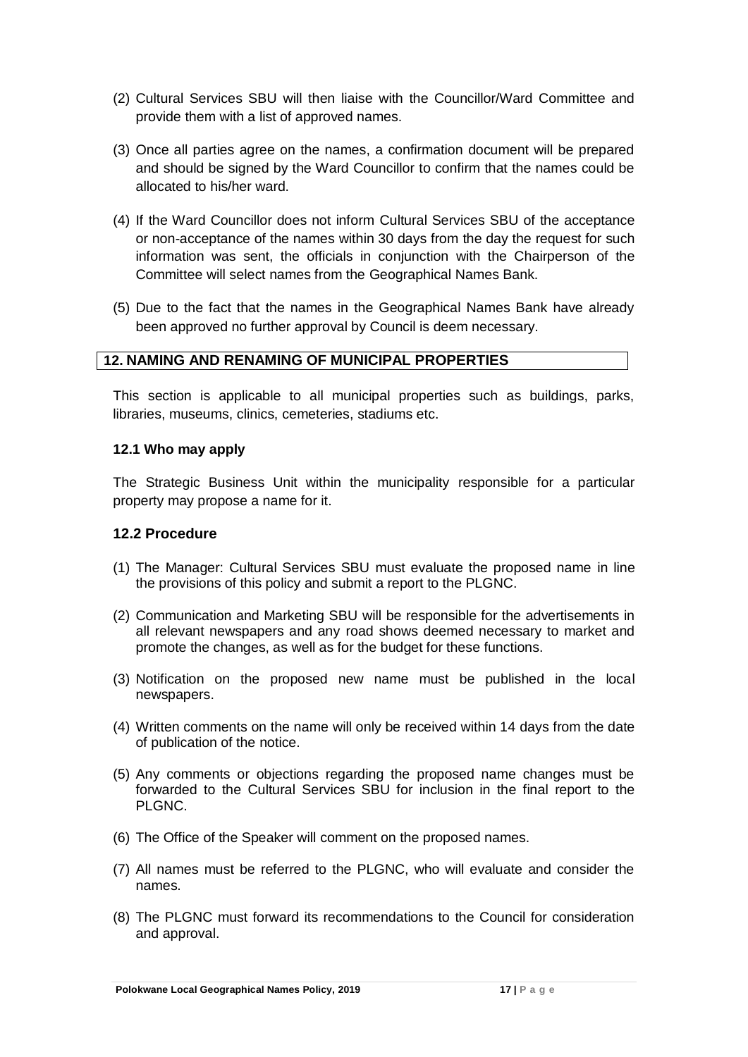(2) Cultural Services SBU will then liaise with the Councillor/Ward Committee and provide them with a list of approved names.

(3) Once all parties agree on the names, a confirmation document will be prepared and should be signed by the Ward Councillor to confirm that the names could be allocated to his/her ward.

(4) If the Ward Councillor does not inform Cultural Services SBU of the acceptance or non-acceptance of the names within 30 days from the day the request for such information was sent, the officials in conjunction with the Chairperson of the Committee will select names from the Geographical Names Bank.

(5) Due to the fact that the names in the Geographical Names Bank have already been approved no further approval by Council is deem necessary.

## 12. NAMING AND RENAMING OF MUNICIPAL PROPERTIES

This section is applicable to all municipal properties such as buildings, parks, libraries, museums, clinics, cemeteries, stadiums etc.

### 12.1 Who may apply

The Strategic Business Unit within the municipality responsible for a particular property may propose a name for it.

### 12.2 Procedure

(1) The Manager: Cultural Services SBU must evaluate the proposed name in line the provisions of this policy and submit a report to the PLGNC.

(2) Communication and Marketing SBU will be responsible for the advertisements in all relevant newspapers and any road shows deemed necessary to market and promote the changes, as well as for the budget for these functions.

(3) Notification on the proposed new name must be published in the local newspapers.

(4) Written comments on the name will only be received within 14 days from the date of publication of the notice.

(5) Any comments or objections regarding the proposed name changes must be forwarded to the Cultural Services SBU for inclusion in the final report to the PLGNC.

(6) The Office of the Speaker will comment on the proposed names.

(7) All names must be referred to the PLGNC, who will evaluate and consider the names.

(8) The PLGNC must forward its recommendations to the Council for consideration and approval.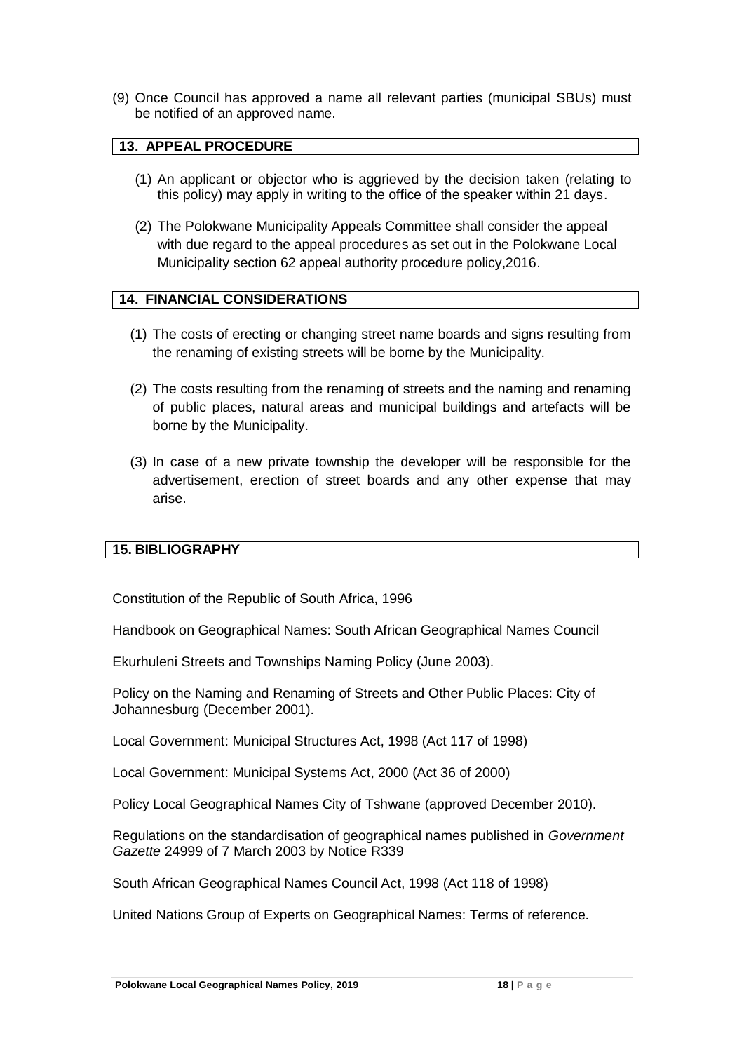(9) Once Council has approved a name all relevant parties (municipal SBUs) must be notified of an approved name.

## 13. APPEAL PROCEDURE

(1) An applicant or objector who is aggrieved by the decision taken (relating to this policy) may apply in writing to the office of the speaker within 21 days.

(2) The Polokwane Municipality Appeals Committee shall consider the appeal with due regard to the appeal procedures as set out in the Polokwane Local Municipality section 62 appeal authority procedure policy,2016.

## 14. FINANCIAL CONSIDERATIONS

(1) The costs of erecting or changing street name boards and signs resulting from the renaming of existing streets will be borne by the Municipality.

(2) The costs resulting from the renaming of streets and the naming and renaming of public places, natural areas and municipal buildings and artefacts will be borne by the Municipality.

(3) In case of a new private township the developer will be responsible for the advertisement, erection of street boards and any other expense that may arise.

## 15. BIBLIOGRAPHY

Constitution of the Republic of South Africa, 1996

Handbook on Geographical Names: South African Geographical Names Council

Ekurhuleni Streets and Townships Naming Policy (June 2003).

Policy on the Naming and Renaming of Streets and Other Public Places: City of Johannesburg (December 2001).

Local Government: Municipal Structures Act, 1998 (Act 117 of 1998)

Local Government: Municipal Systems Act, 2000 (Act 36 of 2000)

Policy Local Geographical Names City of Tshwane (approved December 2010).

Regulations on the standardisation of geographical names published in *Government Gazette* 24999 of 7 March 2003 by Notice R339

South African Geographical Names Council Act, 1998 (Act 118 of 1998)

United Nations Group of Experts on Geographical Names: Terms of reference.